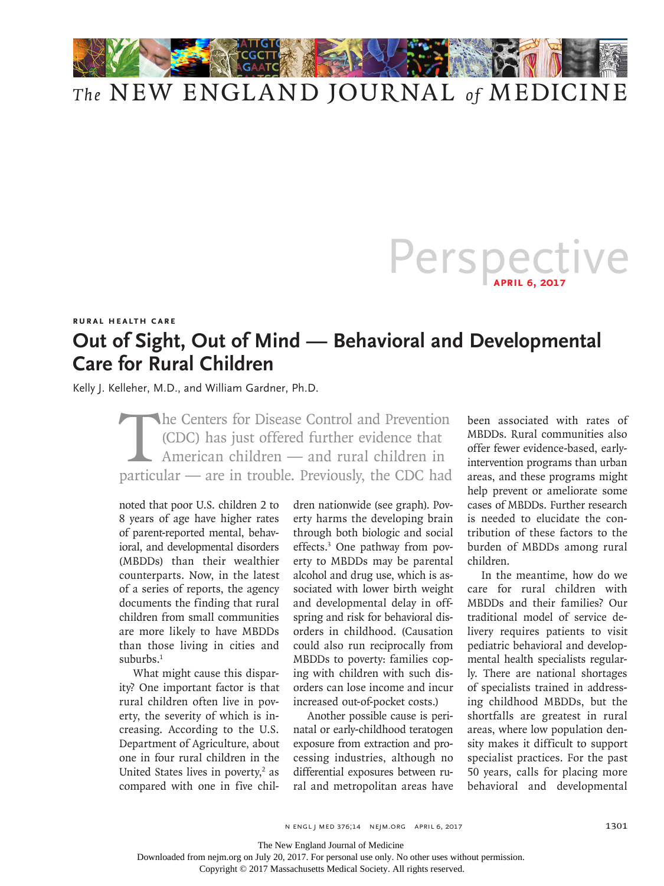# Perspective

April 6, 2017

**Rural Health Care**

## Out of Sight, Out of Mind — Behavioral and Developmental Care for Rural Children

Kelly J. Kelleher, M.D., and William Gardner, Ph.D.

The Centers for Disease Control and Prevention (CDC) has just offered further evidence that American children — and rural children in particular — are in trouble. Previously, the CDC had noted that poor U.S. children 2 to 8 years of age have higher rates of parent-reported mental, behavioral, and developmental disorders (MBDDs) than their wealthier counterparts. Now, in the latest of a series of reports, the agency documents the finding that rural children from small communities are more likely to have MBDDs than those living in cities and suburbs.[1]

What might cause this disparity? One important factor is that rural children often live in poverty, the severity of which is increasing. According to the U.S. Department of Agriculture, about one in four rural children in the United States lives in poverty,[2] as compared with one in five children nationwide (see graph). Poverty harms the developing brain through both biologic and social effects.[3] One pathway from poverty to MBDDs may be parental alcohol and drug use, which is associated with lower birth weight and developmental delay in offspring and risk for behavioral disorders in childhood. (Causation could also run reciprocally from MBDDs to poverty: families coping with children with such disorders can lose income and incur increased out-of-pocket costs.)

Another possible cause is perinatal or early-childhood teratogen exposure from extraction and processing industries, although no differential exposures between rural and metropolitan areas have been associated with rates of MBDDs. Rural communities also offer fewer evidence-based, early-intervention programs than urban areas, and these programs might help prevent or ameliorate some cases of MBDDs. Further research is needed to elucidate the contribution of these factors to the burden of MBDDs among rural children.

In the meantime, how do we care for rural children with MBDDs and their families? Our traditional model of service delivery requires patients to visit pediatric behavioral and developmental health specialists regularly. There are national shortages of specialists trained in addressing childhood MBDDs, but the shortfalls are greatest in rural areas, where low population density makes it difficult to support specialist practices. For the past 50 years, calls for placing more behavioral and developmental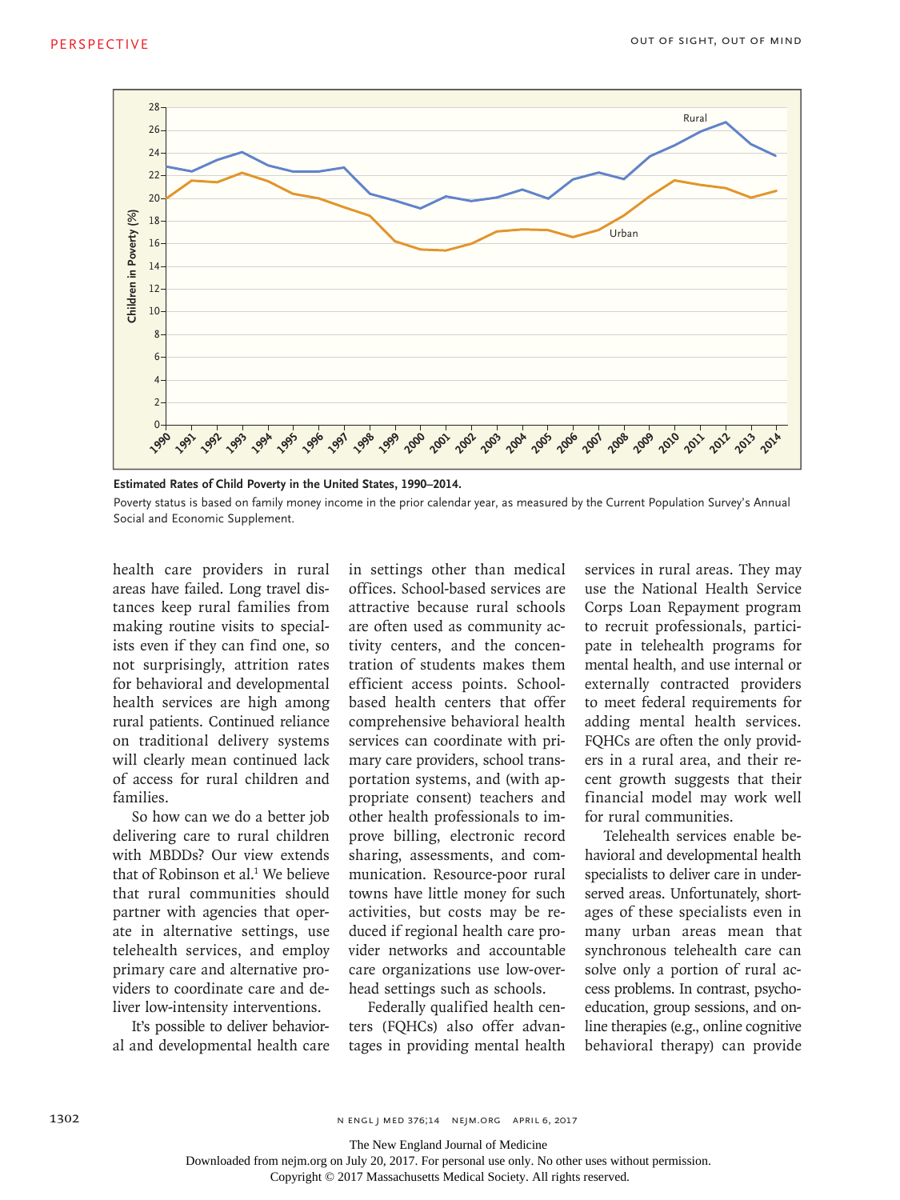**Estimated Rates of Child Poverty in the United States, 1990–2014.**

Poverty status is based on family money income in the prior calendar year, as measured by the Current Population Survey's Annual Social and Economic Supplement.

health care providers in rural areas have failed. Long travel distances keep rural families from making routine visits to specialists even if they can find one, so not surprisingly, attrition rates for behavioral and developmental health services are high among rural patients. Continued reliance on traditional delivery systems will clearly mean continued lack of access for rural children and families.

So how can we do a better job delivering care to rural children with MBDDs? Our view extends that of Robinson et al.[1] We believe that rural communities should partner with agencies that operate in alternative settings, use telehealth services, and employ primary care and alternative providers to coordinate care and deliver low-intensity interventions.

It's possible to deliver behavioral and developmental health care in settings other than medical offices. School-based services are attractive because rural schools are often used as community activity centers, and the concentration of students makes them efficient access points. School-based health centers that offer comprehensive behavioral health services can coordinate with primary care providers, school transportation systems, and (with appropriate consent) teachers and other health professionals to improve billing, electronic record sharing, assessments, and communication. Resource-poor rural towns have little money for such activities, but costs may be reduced if regional health care provider networks and accountable care organizations use low-overhead settings such as schools.

Federally qualified health centers (FQHCs) also offer advantages in providing mental health services in rural areas. They may use the National Health Service Corps Loan Repayment program to recruit professionals, participate in telehealth programs for mental health, and use internal or externally contracted providers to meet federal requirements for adding mental health services. FQHCs are often the only providers in a rural area, and their recent growth suggests that their financial model may work well for rural communities.

Telehealth services enable behavioral and developmental health specialists to deliver care in underserved areas. Unfortunately, shortages of these specialists even in many urban areas mean that synchronous telehealth care can solve only a portion of rural access problems. In contrast, psychoeducation, group sessions, and online therapies (e.g., online cognitive behavioral therapy) can provide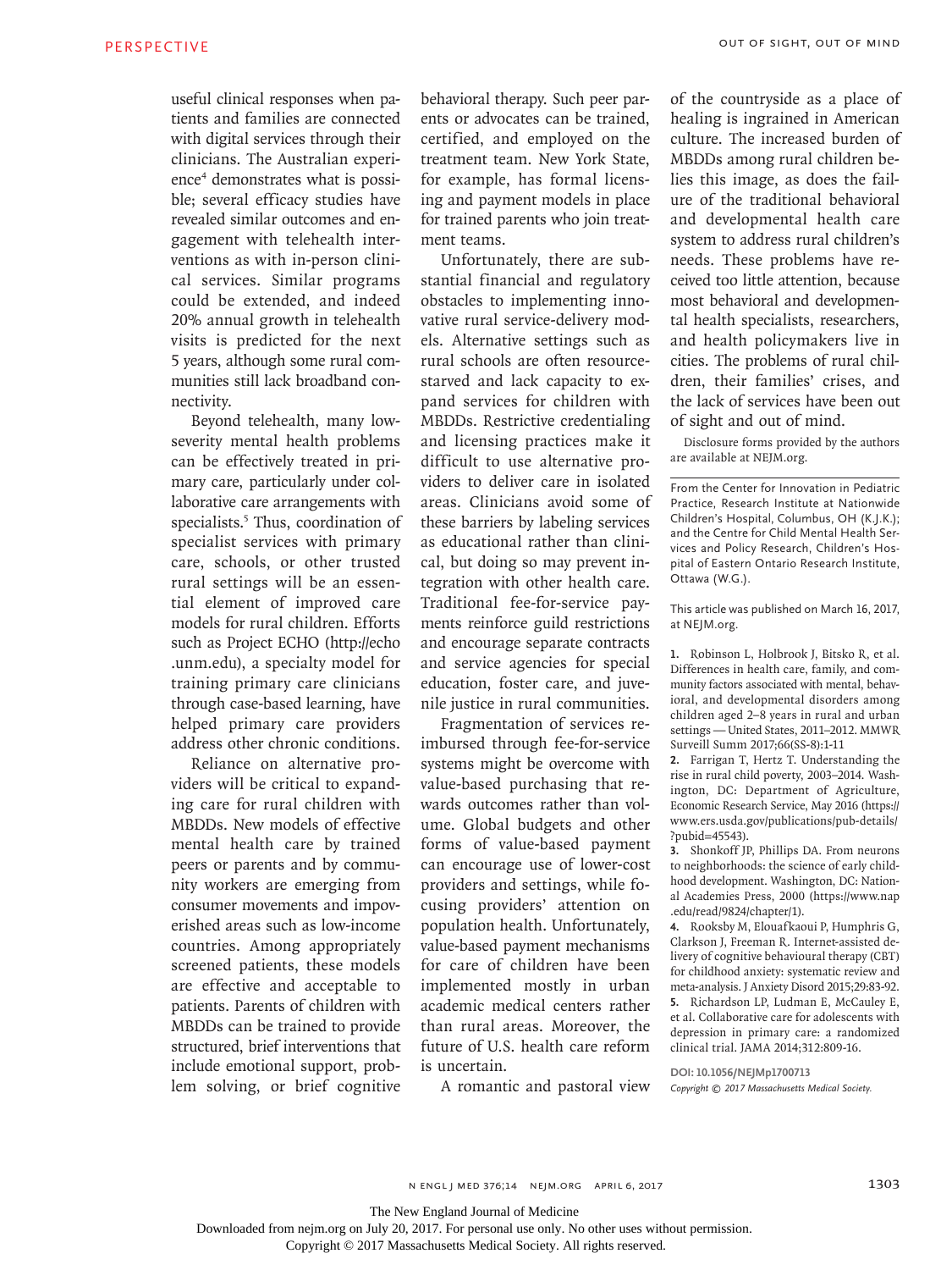useful clinical responses when patients and families are connected with digital services through their clinicians. The Australian experience[4] demonstrates what is possible; several efficacy studies have revealed similar outcomes and engagement with telehealth interventions as with in-person clinical services. Similar programs could be extended, and indeed 20% annual growth in telehealth visits is predicted for the next 5 years, although some rural communities still lack broadband connectivity.

Beyond telehealth, many low-severity mental health problems can be effectively treated in primary care, particularly under collaborative care arrangements with specialists.[5] Thus, coordination of specialist services with primary care, schools, or other trusted rural settings will be an essential element of improved care models for rural children. Efforts such as Project ECHO (http://echo.unm.edu), a specialty model for training primary care clinicians through case-based learning, have helped primary care providers address other chronic conditions.

Reliance on alternative providers will be critical to expanding care for rural children with MBDDs. New models of effective mental health care by trained peers or parents and by community workers are emerging from consumer movements and impoverished areas such as low-income countries. Among appropriately screened patients, these models are effective and acceptable to patients. Parents of children with MBDDs can be trained to provide structured, brief interventions that include emotional support, problem solving, or brief cognitive behavioral therapy. Such peer parents or advocates can be trained, certified, and employed on the treatment team. New York State, for example, has formal licensing and payment models in place for trained parents who join treatment teams.

Unfortunately, there are substantial financial and regulatory obstacles to implementing innovative rural service-delivery models. Alternative settings such as rural schools are often resource-starved and lack capacity to expand services for children with MBDDs. Restrictive credentialing and licensing practices make it difficult to use alternative providers to deliver care in isolated areas. Clinicians avoid some of these barriers by labeling services as educational rather than clinical, but doing so may prevent integration with other health care. Traditional fee-for-service payments reinforce guild restrictions and encourage separate contracts and service agencies for special education, foster care, and juvenile justice in rural communities.

Fragmentation of services reimbursed through fee-for-service systems might be overcome with value-based purchasing that rewards outcomes rather than volume. Global budgets and other forms of value-based payment can encourage use of lower-cost providers and settings, while focusing providers' attention on population health. Unfortunately, value-based payment mechanisms for care of children have been implemented mostly in urban academic medical centers rather than rural areas. Moreover, the future of U.S. health care reform is uncertain.

A romantic and pastoral view of the countryside as a place of healing is ingrained in American culture. The increased burden of MBDDs among rural children belies this image, as does the failure of the traditional behavioral and developmental health care system to address rural children's needs. These problems have received too little attention, because most behavioral and developmental health specialists, researchers, and health policymakers live in cities. The problems of rural children, their families' crises, and the lack of services have been out of sight and out of mind.

Disclosure forms provided by the authors are available at NEJM.org.

From the Center for Innovation in Pediatric Practice, Research Institute at Nationwide Children's Hospital, Columbus, OH (K.J.K.); and the Centre for Child Mental Health Services and Policy Research, Children's Hospital of Eastern Ontario Research Institute, Ottawa (W.G.).

This article was published on March 16, 2017, at NEJM.org.

1. Robinson L, Holbrook J, Bitsko R, et al. Differences in health care, family, and community factors associated with mental, behavioral, and developmental disorders among children aged 2–8 years in rural and urban settings — United States, 2011–2012. MMWR Surveill Summ 2017;66(SS-8):1-11

2. Farrigan T, Hertz T. Understanding the rise in rural child poverty, 2003–2014. Washington, DC: Department of Agriculture, Economic Research Service, May 2016 (https://www.ers.usda.gov/publications/pub-details/?pubid=45543).

3. Shonkoff JP, Phillips DA. From neurons to neighborhoods: the science of early childhood development. Washington, DC: National Academies Press, 2000 (https://www.nap.edu/read/9824/chapter/1).

4. Rooksby M, Elouafkaoui P, Humphris G, Clarkson J, Freeman R. Internet-assisted delivery of cognitive behavioural therapy (CBT) for childhood anxiety: systematic review and meta-analysis. J Anxiety Disord 2015;29:83-92.

5. Richardson LP, Ludman E, McCauley E, et al. Collaborative care for adolescents with depression in primary care: a randomized clinical trial. JAMA 2014;312:809-16.

DOI: 10.1056/NEJMp1700713

*Copyright © 2017 Massachusetts Medical Society.*